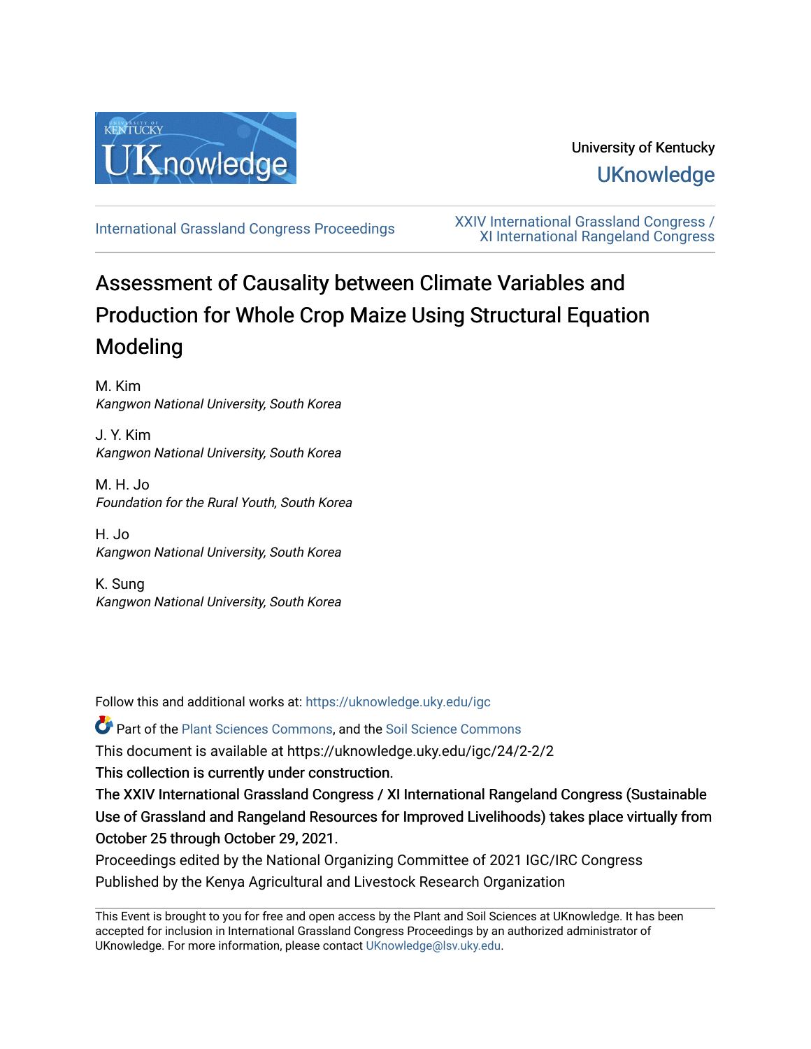University of Kentucky

UKnowledge

International Grassland Congress Proceedings

XXIV International Grassland Congress / XI International Rangeland Congress

# Assessment of Causality between Climate Variables and Production for Whole Crop Maize Using Structural Equation Modeling

M. Kim
*Kangwon National University, South Korea*

J. Y. Kim
*Kangwon National University, South Korea*

M. H. Jo
*Foundation for the Rural Youth, South Korea*

H. Jo
*Kangwon National University, South Korea*

K. Sung
*Kangwon National University, South Korea*

Follow this and additional works at: https://uknowledge.uky.edu/igc

Part of the Plant Sciences Commons, and the Soil Science Commons

This document is available at https://uknowledge.uky.edu/igc/24/2-2/2

This collection is currently under construction.

The XXIV International Grassland Congress / XI International Rangeland Congress (Sustainable Use of Grassland and Rangeland Resources for Improved Livelihoods) takes place virtually from October 25 through October 29, 2021.

Proceedings edited by the National Organizing Committee of 2021 IGC/IRC Congress

Published by the Kenya Agricultural and Livestock Research Organization

This Event is brought to you for free and open access by the Plant and Soil Sciences at UKnowledge. It has been accepted for inclusion in International Grassland Congress Proceedings by an authorized administrator of UKnowledge. For more information, please contact UKnowledge@lsv.uky.edu.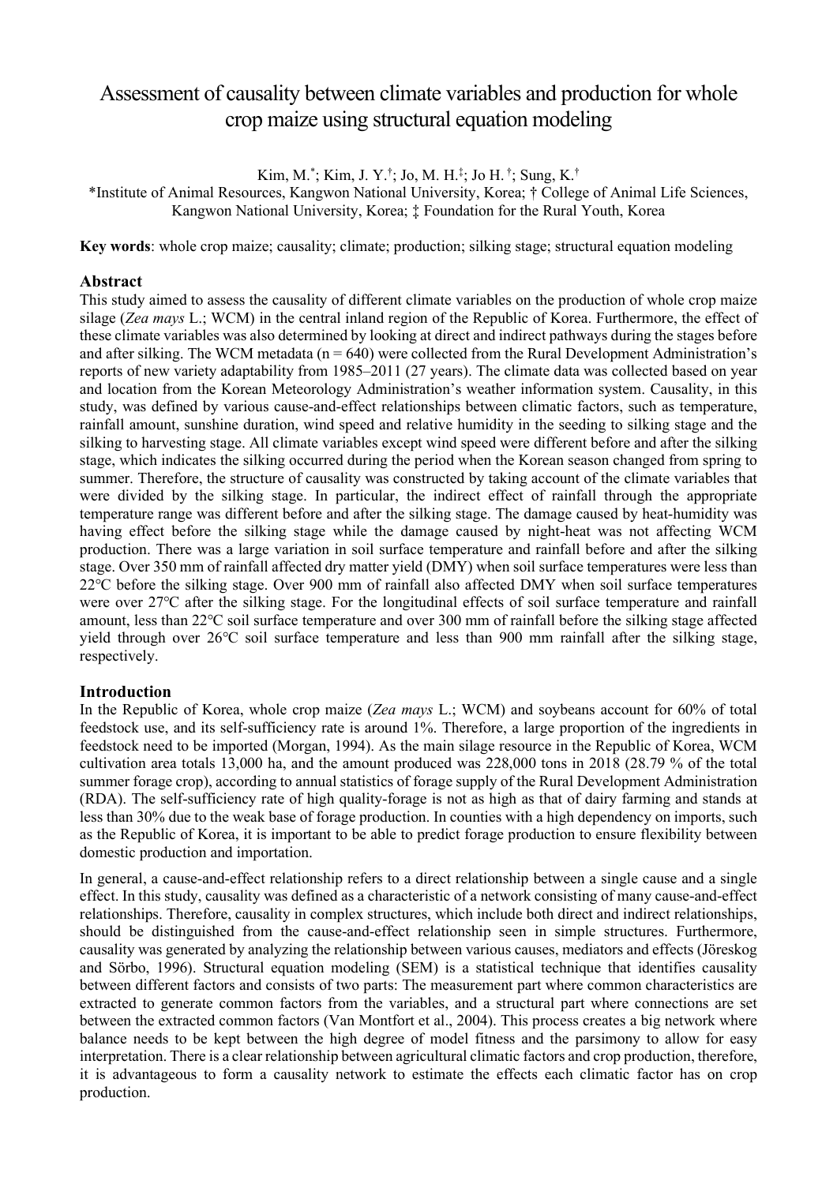# Assessment of causality between climate variables and production for whole crop maize using structural equation modeling

Kim, M.[*]; Kim, J. Y.[†]; Jo, M. H.[‡]; Jo H.[†]; Sung, K.[†]

[*]Institute of Animal Resources, Kangwon National University, Korea; † College of Animal Life Sciences, Kangwon National University, Korea; ‡ Foundation for the Rural Youth, Korea

**Key words**: whole crop maize; causality; climate; production; silking stage; structural equation modeling

## Abstract

This study aimed to assess the causality of different climate variables on the production of whole crop maize silage (*Zea mays* L.; WCM) in the central inland region of the Republic of Korea. Furthermore, the effect of these climate variables was also determined by looking at direct and indirect pathways during the stages before and after silking. The WCM metadata (n = 640) were collected from the Rural Development Administration's reports of new variety adaptability from 1985–2011 (27 years). The climate data was collected based on year and location from the Korean Meteorology Administration's weather information system. Causality, in this study, was defined by various cause-and-effect relationships between climatic factors, such as temperature, rainfall amount, sunshine duration, wind speed and relative humidity in the seeding to silking stage and the silking to harvesting stage. All climate variables except wind speed were different before and after the silking stage, which indicates the silking occurred during the period when the Korean season changed from spring to summer. Therefore, the structure of causality was constructed by taking account of the climate variables that were divided by the silking stage. In particular, the indirect effect of rainfall through the appropriate temperature range was different before and after the silking stage. The damage caused by heat-humidity was having effect before the silking stage while the damage caused by night-heat was not affecting WCM production. There was a large variation in soil surface temperature and rainfall before and after the silking stage. Over 350 mm of rainfall affected dry matter yield (DMY) when soil surface temperatures were less than 22℃ before the silking stage. Over 900 mm of rainfall also affected DMY when soil surface temperatures were over 27℃ after the silking stage. For the longitudinal effects of soil surface temperature and rainfall amount, less than 22℃ soil surface temperature and over 300 mm of rainfall before the silking stage affected yield through over 26℃ soil surface temperature and less than 900 mm rainfall after the silking stage, respectively.

## Introduction

In the Republic of Korea, whole crop maize (*Zea mays* L.; WCM) and soybeans account for 60% of total feedstock use, and its self-sufficiency rate is around 1%. Therefore, a large proportion of the ingredients in feedstock need to be imported (Morgan, 1994). As the main silage resource in the Republic of Korea, WCM cultivation area totals 13,000 ha, and the amount produced was 228,000 tons in 2018 (28.79 % of the total summer forage crop), according to annual statistics of forage supply of the Rural Development Administration (RDA). The self-sufficiency rate of high quality-forage is not as high as that of dairy farming and stands at less than 30% due to the weak base of forage production. In counties with a high dependency on imports, such as the Republic of Korea, it is important to be able to predict forage production to ensure flexibility between domestic production and importation.

In general, a cause-and-effect relationship refers to a direct relationship between a single cause and a single effect. In this study, causality was defined as a characteristic of a network consisting of many cause-and-effect relationships. Therefore, causality in complex structures, which include both direct and indirect relationships, should be distinguished from the cause-and-effect relationship seen in simple structures. Furthermore, causality was generated by analyzing the relationship between various causes, mediators and effects (Jöreskog and Sörbo, 1996). Structural equation modeling (SEM) is a statistical technique that identifies causality between different factors and consists of two parts: The measurement part where common characteristics are extracted to generate common factors from the variables, and a structural part where connections are set between the extracted common factors (Van Montfort et al., 2004). This process creates a big network where balance needs to be kept between the high degree of model fitness and the parsimony to allow for easy interpretation. There is a clear relationship between agricultural climatic factors and crop production, therefore, it is advantageous to form a causality network to estimate the effects each climatic factor has on crop production.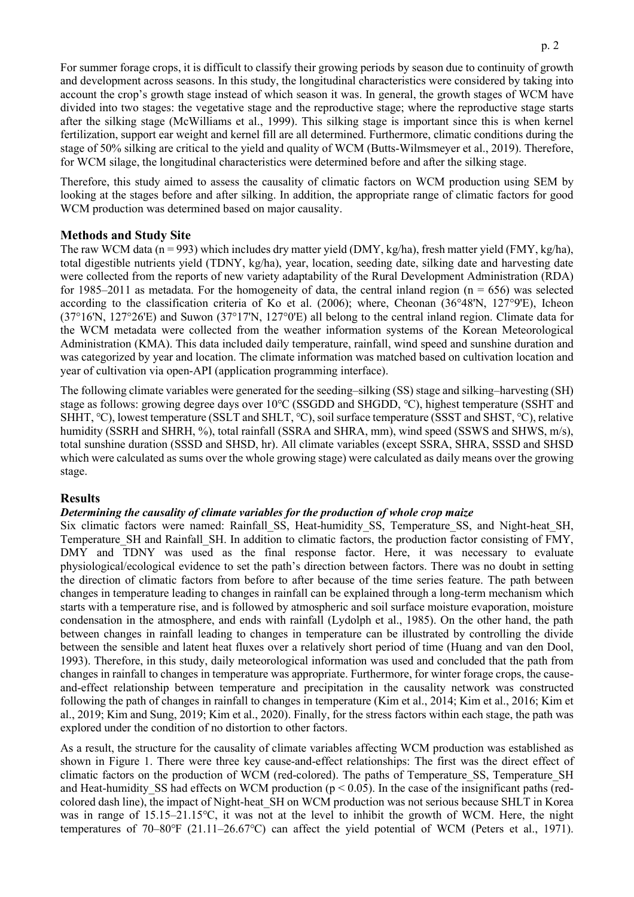For summer forage crops, it is difficult to classify their growing periods by season due to continuity of growth and development across seasons. In this study, the longitudinal characteristics were considered by taking into account the crop's growth stage instead of which season it was. In general, the growth stages of WCM have divided into two stages: the vegetative stage and the reproductive stage; where the reproductive stage starts after the silking stage (McWilliams et al., 1999). This silking stage is important since this is when kernel fertilization, support ear weight and kernel fill are all determined. Furthermore, climatic conditions during the stage of 50% silking are critical to the yield and quality of WCM (Butts-Wilmsmeyer et al., 2019). Therefore, for WCM silage, the longitudinal characteristics were determined before and after the silking stage.

Therefore, this study aimed to assess the causality of climatic factors on WCM production using SEM by looking at the stages before and after silking. In addition, the appropriate range of climatic factors for good WCM production was determined based on major causality.

## Methods and Study Site

The raw WCM data (n = 993) which includes dry matter yield (DMY, kg/ha), fresh matter yield (FMY, kg/ha), total digestible nutrients yield (TDNY, kg/ha), year, location, seeding date, silking date and harvesting date were collected from the reports of new variety adaptability of the Rural Development Administration (RDA) for 1985–2011 as metadata. For the homogeneity of data, the central inland region (n = 656) was selected according to the classification criteria of Ko et al. (2006); where, Cheonan (36°48'N, 127°9'E), Icheon (37°16'N, 127°26'E) and Suwon (37°17'N, 127°0'E) all belong to the central inland region. Climate data for the WCM metadata were collected from the weather information systems of the Korean Meteorological Administration (KMA). This data included daily temperature, rainfall, wind speed and sunshine duration and was categorized by year and location. The climate information was matched based on cultivation location and year of cultivation via open-API (application programming interface).

The following climate variables were generated for the seeding–silking (SS) stage and silking–harvesting (SH) stage as follows: growing degree days over 10℃ (SSGDD and SHGDD, ℃), highest temperature (SSHT and SHHT, ℃), lowest temperature (SSLT and SHLT, ℃), soil surface temperature (SSST and SHST, ℃), relative humidity (SSRH and SHRH, %), total rainfall (SSRA and SHRA, mm), wind speed (SSWS and SHWS, m/s), total sunshine duration (SSSD and SHSD, hr). All climate variables (except SSRA, SHRA, SSSD and SHSD which were calculated as sums over the whole growing stage) were calculated as daily means over the growing stage.

## Results

### *Determining the causality of climate variables for the production of whole crop maize*

Six climatic factors were named: Rainfall_SS, Heat-humidity_SS, Temperature_SS, and Night-heat_SH, Temperature_SH and Rainfall_SH. In addition to climatic factors, the production factor consisting of FMY, DMY and TDNY was used as the final response factor. Here, it was necessary to evaluate physiological/ecological evidence to set the path's direction between factors. There was no doubt in setting the direction of climatic factors from before to after because of the time series feature. The path between changes in temperature leading to changes in rainfall can be explained through a long-term mechanism which starts with a temperature rise, and is followed by atmospheric and soil surface moisture evaporation, moisture condensation in the atmosphere, and ends with rainfall (Lydolph et al., 1985). On the other hand, the path between changes in rainfall leading to changes in temperature can be illustrated by controlling the divide between the sensible and latent heat fluxes over a relatively short period of time (Huang and van den Dool, 1993). Therefore, in this study, daily meteorological information was used and concluded that the path from changes in rainfall to changes in temperature was appropriate. Furthermore, for winter forage crops, the cause-and-effect relationship between temperature and precipitation in the causality network was constructed following the path of changes in rainfall to changes in temperature (Kim et al., 2014; Kim et al., 2016; Kim et al., 2019; Kim and Sung, 2019; Kim et al., 2020). Finally, for the stress factors within each stage, the path was explored under the condition of no distortion to other factors.

As a result, the structure for the causality of climate variables affecting WCM production was established as shown in Figure 1. There were three key cause-and-effect relationships: The first was the direct effect of climatic factors on the production of WCM (red-colored). The paths of Temperature_SS, Temperature_SH and Heat-humidity_SS had effects on WCM production ($p < 0.05$). In the case of the insignificant paths (red-colored dash line), the impact of Night-heat_SH on WCM production was not serious because SHLT in Korea was in range of 15.15–21.15℃, it was not at the level to inhibit the growth of WCM. Here, the night temperatures of 70–80°F (21.11–26.67℃) can affect the yield potential of WCM (Peters et al., 1971).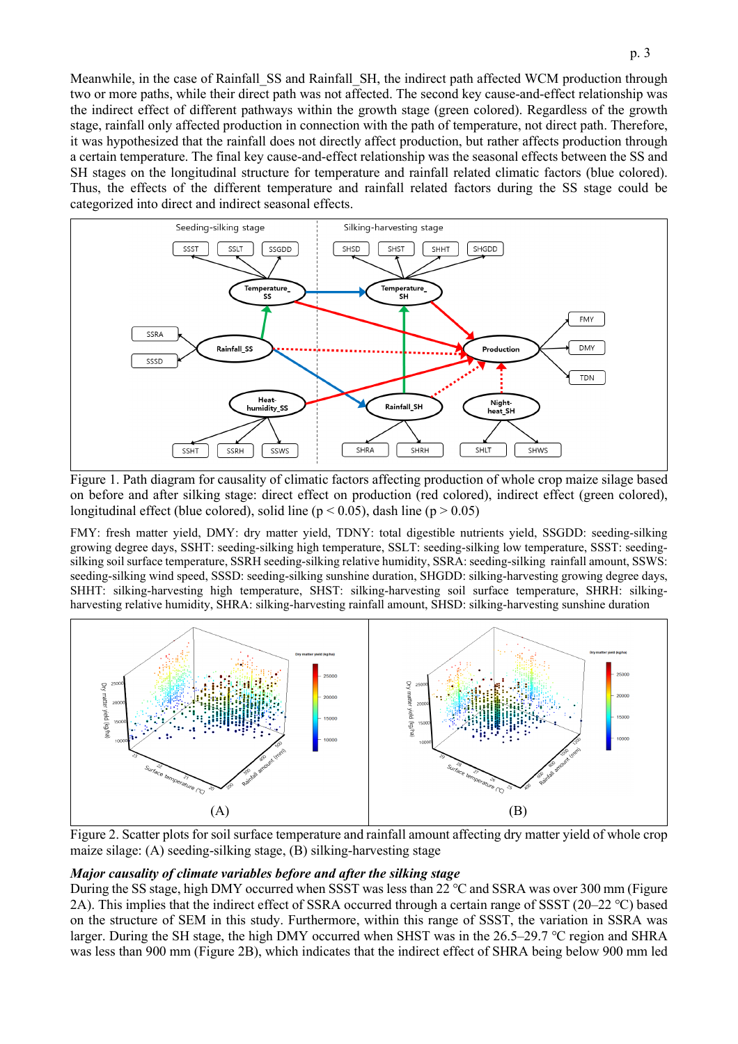Meanwhile, in the case of Rainfall_SS and Rainfall_SH, the indirect path affected WCM production through two or more paths, while their direct path was not affected. The second key cause-and-effect relationship was the indirect effect of different pathways within the growth stage (green colored). Regardless of the growth stage, rainfall only affected production in connection with the path of temperature, not direct path. Therefore, it was hypothesized that the rainfall does not directly affect production, but rather affects production through a certain temperature. The final key cause-and-effect relationship was the seasonal effects between the SS and SH stages on the longitudinal structure for temperature and rainfall related climatic factors (blue colored). Thus, the effects of the different temperature and rainfall related factors during the SS stage could be categorized into direct and indirect seasonal effects.

Figure 1. Path diagram for causality of climatic factors affecting production of whole crop maize silage based on before and after silking stage: direct effect on production (red colored), indirect effect (green colored), longitudinal effect (blue colored), solid line ($p < 0.05$), dash line ($p > 0.05$)

FMY: fresh matter yield, DMY: dry matter yield, TDNY: total digestible nutrients yield, SSGDD: seeding-silking growing degree days, SSHT: seeding-silking high temperature, SSLT: seeding-silking low temperature, SSST: seeding-silking soil surface temperature, SSRH seeding-silking relative humidity, SSRA: seeding-silking rainfall amount, SSWS: seeding-silking wind speed, SSSD: seeding-silking sunshine duration, SHGDD: silking-harvesting growing degree days, SHHT: silking-harvesting high temperature, SHST: silking-harvesting soil surface temperature, SHRH: silking-harvesting relative humidity, SHRA: silking-harvesting rainfall amount, SHSD: silking-harvesting sunshine duration

Figure 2. Scatter plots for soil surface temperature and rainfall amount affecting dry matter yield of whole crop maize silage: (A) seeding-silking stage, (B) silking-harvesting stage

### *Major causality of climate variables before and after the silking stage*

During the SS stage, high DMY occurred when SSST was less than 22 ℃ and SSRA was over 300 mm (Figure 2A). This implies that the indirect effect of SSRA occurred through a certain range of SSST (20–22 ℃) based on the structure of SEM in this study. Furthermore, within this range of SSST, the variation in SSRA was larger. During the SH stage, the high DMY occurred when SHST was in the 26.5–29.7 ℃ region and SHRA was less than 900 mm (Figure 2B), which indicates that the indirect effect of SHRA being below 900 mm led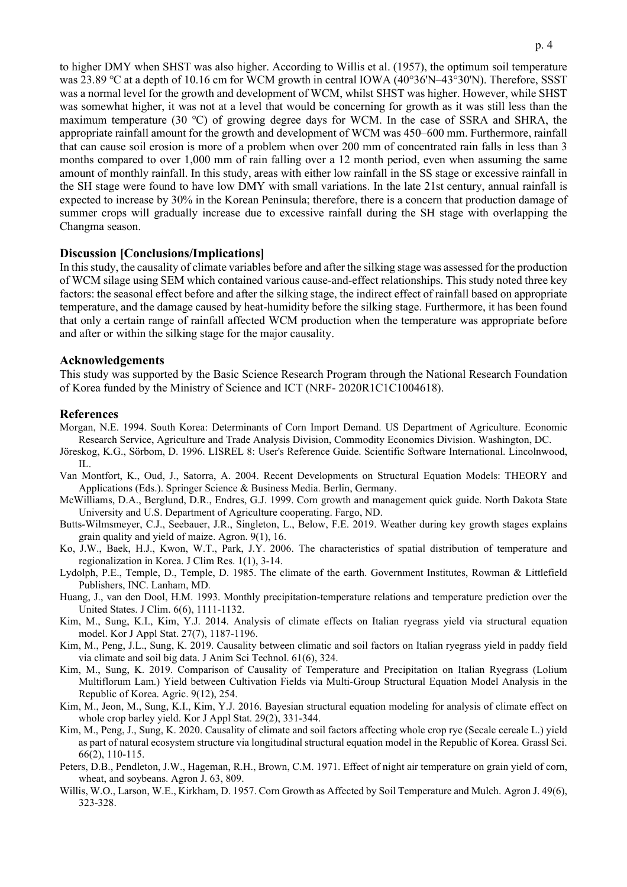to higher DMY when SHST was also higher. According to Willis et al. (1957), the optimum soil temperature was 23.89 °C at a depth of 10.16 cm for WCM growth in central IOWA (40°36'N–43°30'N). Therefore, SSST was a normal level for the growth and development of WCM, whilst SHST was higher. However, while SHST was somewhat higher, it was not at a level that would be concerning for growth as it was still less than the maximum temperature (30 °C) of growing degree days for WCM. In the case of SSRA and SHRA, the appropriate rainfall amount for the growth and development of WCM was 450–600 mm. Furthermore, rainfall that can cause soil erosion is more of a problem when over 200 mm of concentrated rain falls in less than 3 months compared to over 1,000 mm of rain falling over a 12 month period, even when assuming the same amount of monthly rainfall. In this study, areas with either low rainfall in the SS stage or excessive rainfall in the SH stage were found to have low DMY with small variations. In the late 21st century, annual rainfall is expected to increase by 30% in the Korean Peninsula; therefore, there is a concern that production damage of summer crops will gradually increase due to excessive rainfall during the SH stage with overlapping the Changma season.

## Discussion [Conclusions/Implications]

In this study, the causality of climate variables before and after the silking stage was assessed for the production of WCM silage using SEM which contained various cause-and-effect relationships. This study noted three key factors: the seasonal effect before and after the silking stage, the indirect effect of rainfall based on appropriate temperature, and the damage caused by heat-humidity before the silking stage. Furthermore, it has been found that only a certain range of rainfall affected WCM production when the temperature was appropriate before and after or within the silking stage for the major causality.

## Acknowledgements

This study was supported by the Basic Science Research Program through the National Research Foundation of Korea funded by the Ministry of Science and ICT (NRF- 2020R1C1C1004618).

## References

Morgan, N.E. 1994. South Korea: Determinants of Corn Import Demand. US Department of Agriculture. Economic Research Service, Agriculture and Trade Analysis Division, Commodity Economics Division. Washington, DC.

Jöreskog, K.G., Sörbom, D. 1996. LISREL 8: User's Reference Guide. Scientific Software International. Lincolnwood, IL.

Van Montfort, K., Oud, J., Satorra, A. 2004. Recent Developments on Structural Equation Models: THEORY and Applications (Eds.). Springer Science & Business Media. Berlin, Germany.

McWilliams, D.A., Berglund, D.R., Endres, G.J. 1999. Corn growth and management quick guide. North Dakota State University and U.S. Department of Agriculture cooperating. Fargo, ND.

Butts-Wilmsmeyer, C.J., Seebauer, J.R., Singleton, L., Below, F.E. 2019. Weather during key growth stages explains grain quality and yield of maize. Agron. 9(1), 16.

Ko, J.W., Baek, H.J., Kwon, W.T., Park, J.Y. 2006. The characteristics of spatial distribution of temperature and regionalization in Korea. J Clim Res. 1(1), 3-14.

Lydolph, P.E., Temple, D., Temple, D. 1985. The climate of the earth. Government Institutes, Rowman & Littlefield Publishers, INC. Lanham, MD.

Huang, J., van den Dool, H.M. 1993. Monthly precipitation-temperature relations and temperature prediction over the United States. J Clim. 6(6), 1111-1132.

Kim, M., Sung, K.I., Kim, Y.J. 2014. Analysis of climate effects on Italian ryegrass yield via structural equation model. Kor J Appl Stat. 27(7), 1187-1196.

Kim, M., Peng, J.L., Sung, K. 2019. Causality between climatic and soil factors on Italian ryegrass yield in paddy field via climate and soil big data. J Anim Sci Technol. 61(6), 324.

Kim, M., Sung, K. 2019. Comparison of Causality of Temperature and Precipitation on Italian Ryegrass (Lolium Multiflorum Lam.) Yield between Cultivation Fields via Multi-Group Structural Equation Model Analysis in the Republic of Korea. Agric. 9(12), 254.

Kim, M., Jeon, M., Sung, K.I., Kim, Y.J. 2016. Bayesian structural equation modeling for analysis of climate effect on whole crop barley yield. Kor J Appl Stat. 29(2), 331-344.

Kim, M., Peng, J., Sung, K. 2020. Causality of climate and soil factors affecting whole crop rye (Secale cereale L.) yield as part of natural ecosystem structure via longitudinal structural equation model in the Republic of Korea. Grassl Sci. 66(2), 110-115.

Peters, D.B., Pendleton, J.W., Hageman, R.H., Brown, C.M. 1971. Effect of night air temperature on grain yield of corn, wheat, and soybeans. Agron J. 63, 809.

Willis, W.O., Larson, W.E., Kirkham, D. 1957. Corn Growth as Affected by Soil Temperature and Mulch. Agron J. 49(6), 323-328.